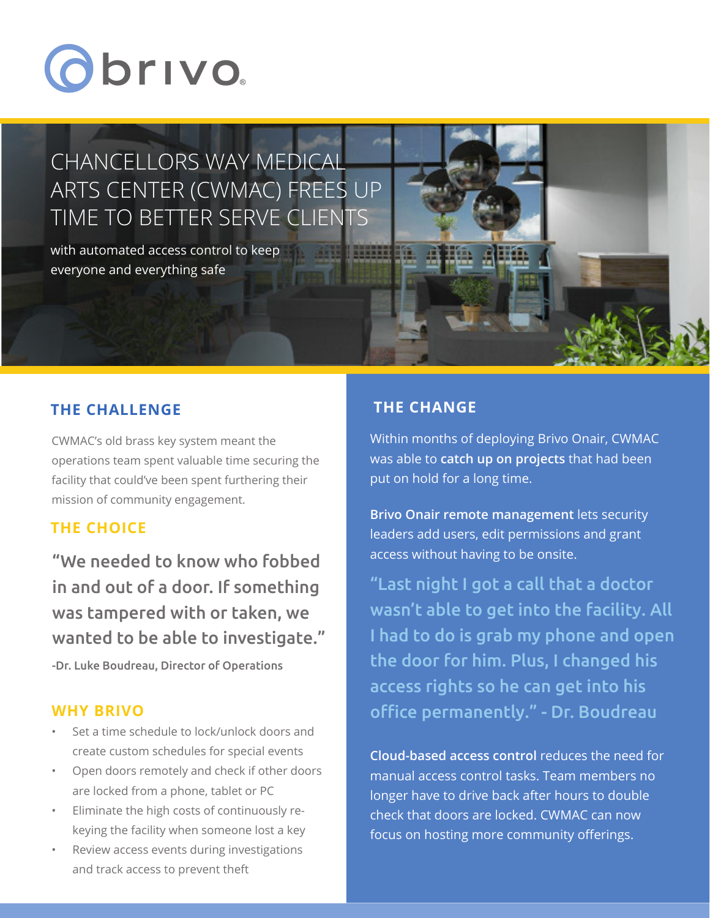brivo

# CHANCELLORS WAY MEDICAL ARTS CENTER (CWMAC) FREES UP TIME TO BETTER SERVE CLIENTS

with automated access control to keep everyone and everything safe

## THE CHALLENGE

CWMAC's old brass key system meant the operations team spent valuable time securing the facility that could've been spent furthering their mission of community engagement.

## THE CHOICE

**"We needed to know who fobbed in and out of a door. If something was tampered with or taken, we wanted to be able to investigate."**

**-Dr. Luke Boudreau, Director of Operations**

## WHY BRIVO

- Set a time schedule to lock/unlock doors and create custom schedules for special events
- Open doors remotely and check if other doors are locked from a phone, tablet or PC
- Eliminate the high costs of continuously re-keying the facility when someone lost a key
- Review access events during investigations and track access to prevent theft

## THE CHANGE

Within months of deploying Brivo Onair, CWMAC was able to **catch up on projects** that had been put on hold for a long time.

**Brivo Onair remote management** lets security leaders add users, edit permissions and grant access without having to be onsite.

**"Last night I got a call that a doctor wasn't able to get into the facility. All I had to do is grab my phone and open the door for him. Plus, I changed his access rights so he can get into his office permanently." - Dr. Boudreau**

**Cloud-based access control** reduces the need for manual access control tasks. Team members no longer have to drive back after hours to double check that doors are locked. CWMAC can now focus on hosting more community offerings.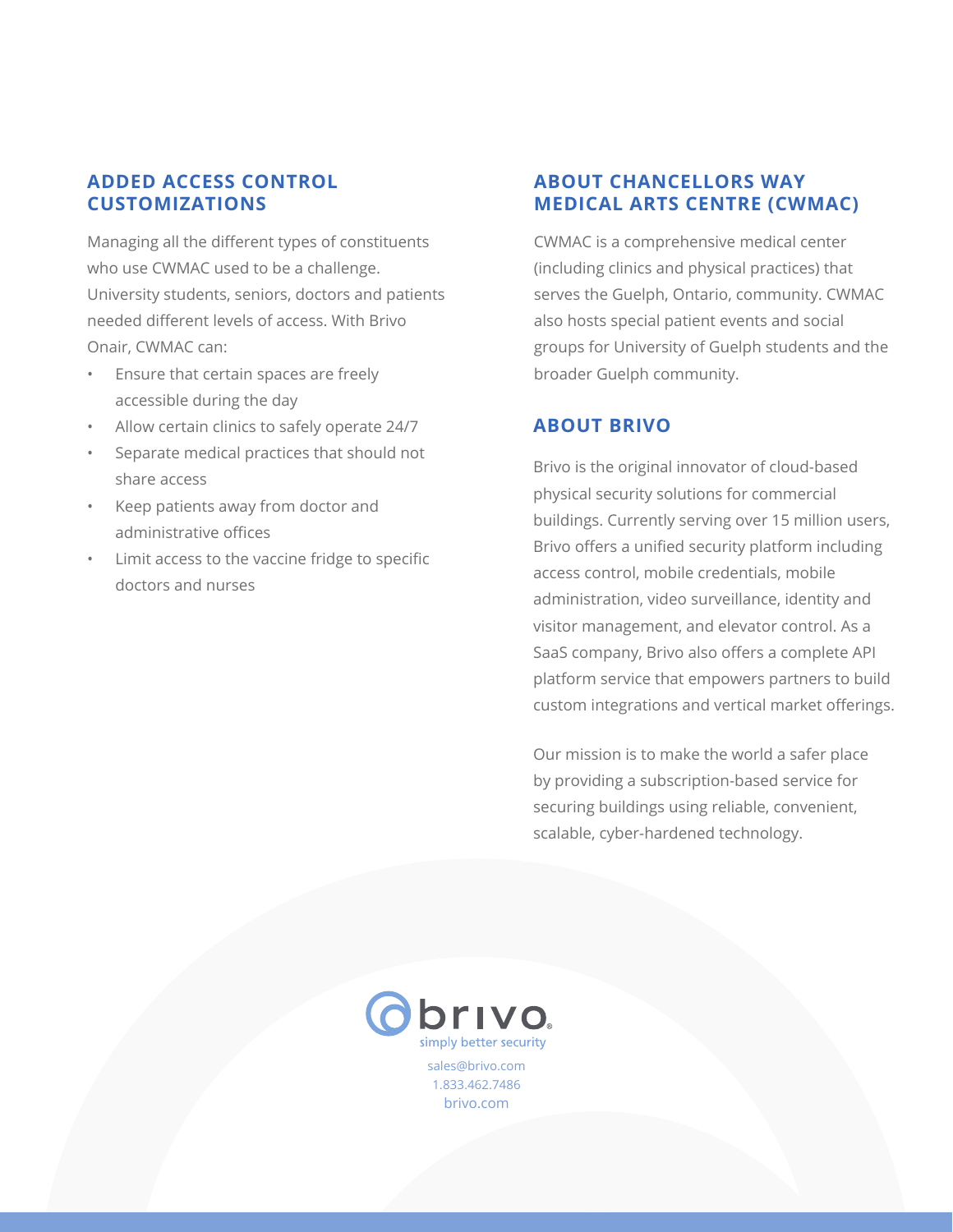## ADDED ACCESS CONTROL CUSTOMIZATIONS

Managing all the different types of constituents who use CWMAC used to be a challenge. University students, seniors, doctors and patients needed different levels of access. With Brivo Onair, CWMAC can:

- Ensure that certain spaces are freely accessible during the day
- Allow certain clinics to safely operate 24/7
- Separate medical practices that should not share access
- Keep patients away from doctor and administrative offices
- Limit access to the vaccine fridge to specific doctors and nurses

## ABOUT CHANCELLORS WAY MEDICAL ARTS CENTRE (CWMAC)

CWMAC is a comprehensive medical center (including clinics and physical practices) that serves the Guelph, Ontario, community. CWMAC also hosts special patient events and social groups for University of Guelph students and the broader Guelph community.

## ABOUT BRIVO

Brivo is the original innovator of cloud-based physical security solutions for commercial buildings. Currently serving over 15 million users, Brivo offers a unified security platform including access control, mobile credentials, mobile administration, video surveillance, identity and visitor management, and elevator control. As a SaaS company, Brivo also offers a complete API platform service that empowers partners to build custom integrations and vertical market offerings.

Our mission is to make the world a safer place by providing a subscription-based service for securing buildings using reliable, convenient, scalable, cyber-hardened technology.

brivo®

simply better security

sales@brivo.com

1.833.462.7486

brivo.com